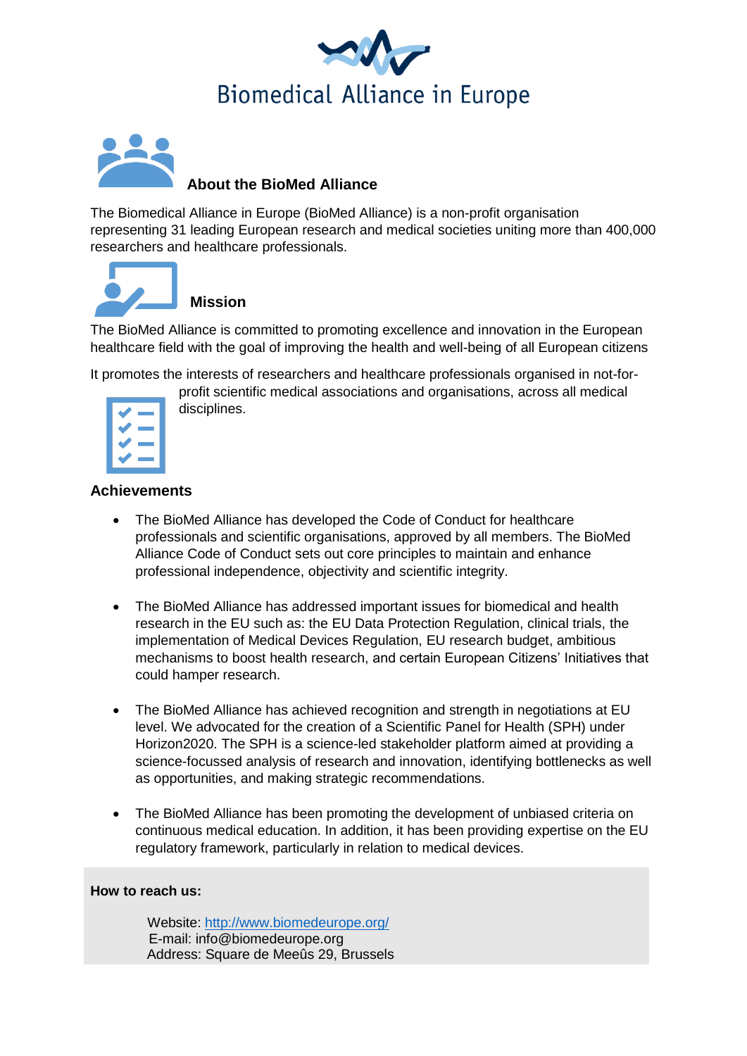# Biomedical Alliance in Europe

## About the BioMed Alliance

The Biomedical Alliance in Europe (BioMed Alliance) is a non-profit organisation representing 31 leading European research and medical societies uniting more than 400,000 researchers and healthcare professionals.

## Mission

The BioMed Alliance is committed to promoting excellence and innovation in the European healthcare field with the goal of improving the health and well-being of all European citizens

It promotes the interests of researchers and healthcare professionals organised in not-for-profit scientific medical associations and organisations, across all medical disciplines.

## Achievements

- The BioMed Alliance has developed the Code of Conduct for healthcare professionals and scientific organisations, approved by all members. The BioMed Alliance Code of Conduct sets out core principles to maintain and enhance professional independence, objectivity and scientific integrity.

- The BioMed Alliance has addressed important issues for biomedical and health research in the EU such as: the EU Data Protection Regulation, clinical trials, the implementation of Medical Devices Regulation, EU research budget, ambitious mechanisms to boost health research, and certain European Citizens' Initiatives that could hamper research.

- The BioMed Alliance has achieved recognition and strength in negotiations at EU level. We advocated for the creation of a Scientific Panel for Health (SPH) under Horizon2020. The SPH is a science-led stakeholder platform aimed at providing a science-focussed analysis of research and innovation, identifying bottlenecks as well as opportunities, and making strategic recommendations.

- The BioMed Alliance has been promoting the development of unbiased criteria on continuous medical education. In addition, it has been providing expertise on the EU regulatory framework, particularly in relation to medical devices.

**How to reach us:**

Website: [http://www.biomedeurope.org/](http://www.biomedeurope.org/)
E-mail: info@biomedeurope.org
Address: Square de Meeûs 29, Brussels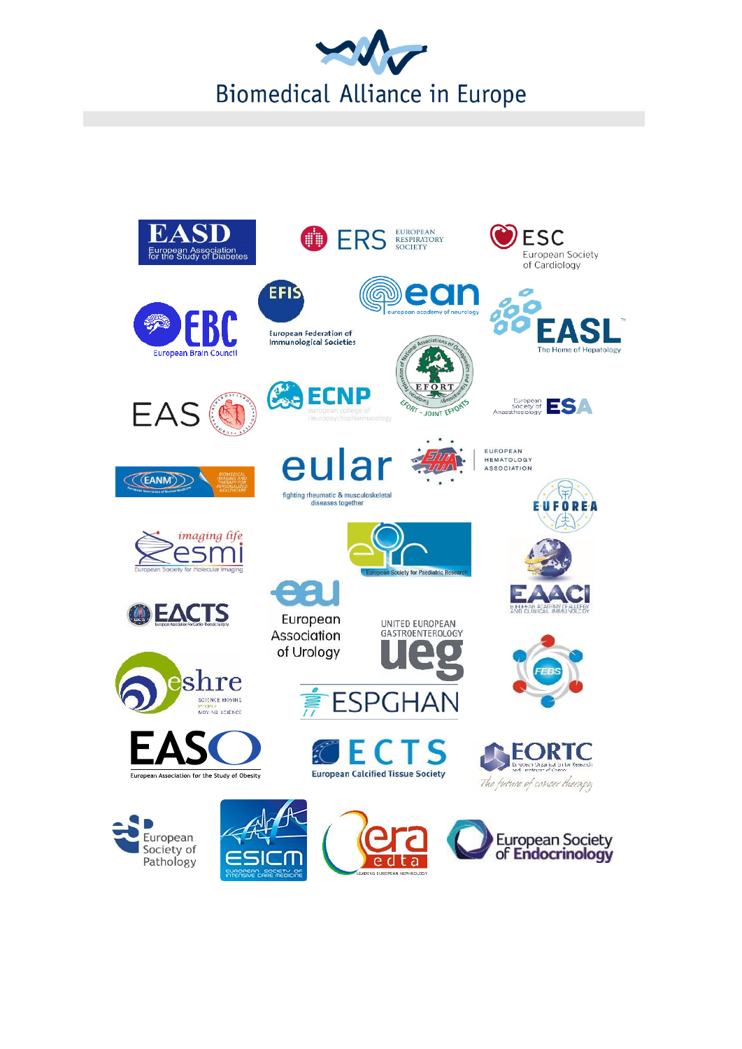Biomedical Alliance in Europe

EASD
European Association for the Study of Diabetes

ERS
EUROPEAN RESPIRATORY SOCIETY

ESC
European Society of Cardiology

EBC
European Brain Council

EFIS
European Federation of Immunological Societies

ean
european academy of neurology

EASL
The Home of Hepatology

EAS

ECNP
european college of neuropsychopharmacology

EFORT
EFORT – JOINT EFFORTS

European Society of Anaesthesiology
ESA

EANM
BIOMEDICAL IMAGING AND THERAPY FOR PERSONALIZED HEALTHCARE

eular
fighting rheumatic & musculoskeletal diseases together

EHA
EUROPEAN HEMATOLOGY ASSOCIATION

EUFOREA

imaging life
esmi
European Society for Molecular Imaging

European Society for Paediatric Research

EAACI
EUROPEAN ACADEMY OF ALLERGY AND CLINICAL IMMUNOLOGY

EACTS

eau
European Association of Urology

UNITED EUROPEAN GASTROENTEROLOGY
ueg

FEBS

eshre
SCIENCE MOVING PEOPLE
MOVING SCIENCE

ESPGHAN

EASO
European Association for the Study of Obesity

ECTS
European Calcified Tissue Society

EORTC
European Organisation for Research and Treatment of Cancer
The future of cancer therapy

European Society of Pathology

ESICM
EUROPEAN SOCIETY OF INTENSIVE CARE MEDICINE

era edta
LEADING EUROPEAN NEPHROLOGY

European Society of Endocrinology